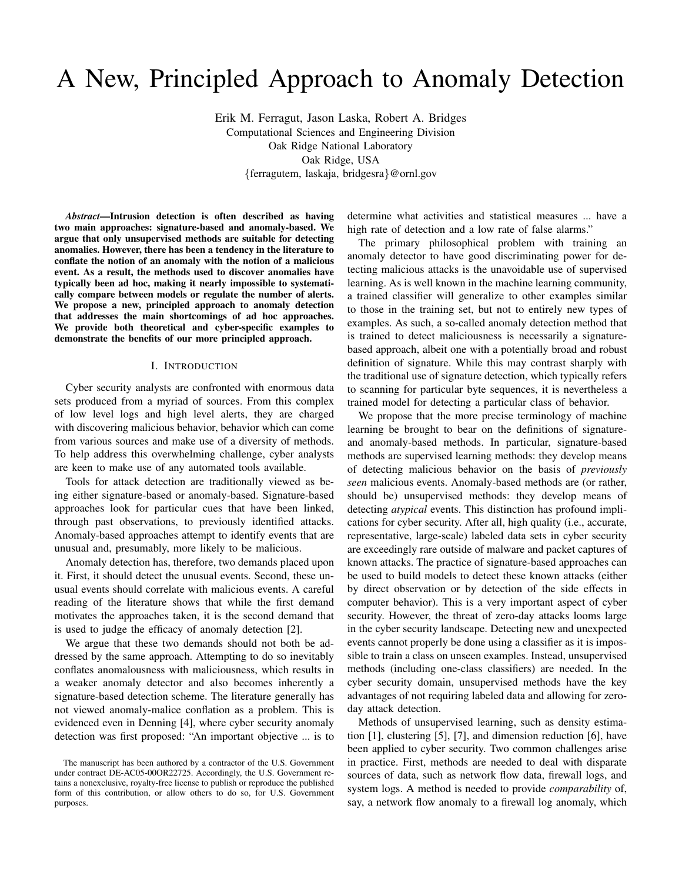# A New, Principled Approach to Anomaly Detection

Erik M. Ferragut, Jason Laska, Robert A. Bridges
Computational Sciences and Engineering Division
Oak Ridge National Laboratory
Oak Ridge, USA
{ferragutem, laskaja, bridgesra}@ornl.gov

***Abstract*—Intrusion detection is often described as having two main approaches: signature-based and anomaly-based. We argue that only unsupervised methods are suitable for detecting anomalies. However, there has been a tendency in the literature to conflate the notion of an anomaly with the notion of a malicious event. As a result, the methods used to discover anomalies have typically been ad hoc, making it nearly impossible to systematically compare between models or regulate the number of alerts. We propose a new, principled approach to anomaly detection that addresses the main shortcomings of ad hoc approaches. We provide both theoretical and cyber-specific examples to demonstrate the benefits of our more principled approach.**

## I. Introduction

Cyber security analysts are confronted with enormous data sets produced from a myriad of sources. From this complex of low level logs and high level alerts, they are charged with discovering malicious behavior, behavior which can come from various sources and make use of a diversity of methods. To help address this overwhelming challenge, cyber analysts are keen to make use of any automated tools available.

Tools for attack detection are traditionally viewed as being either signature-based or anomaly-based. Signature-based approaches look for particular cues that have been linked, through past observations, to previously identified attacks. Anomaly-based approaches attempt to identify events that are unusual and, presumably, more likely to be malicious.

Anomaly detection has, therefore, two demands placed upon it. First, it should detect the unusual events. Second, these unusual events should correlate with malicious events. A careful reading of the literature shows that while the first demand motivates the approaches taken, it is the second demand that is used to judge the efficacy of anomaly detection [2].

We argue that these two demands should not both be addressed by the same approach. Attempting to do so inevitably conflates anomalousness with maliciousness, which results in a weaker anomaly detector and also becomes inherently a signature-based detection scheme. The literature generally has not viewed anomaly-malice conflation as a problem. This is evidenced even in Denning [4], where cyber security anomaly detection was first proposed: "An important objective ... is to determine what activities and statistical measures ... have a high rate of detection and a low rate of false alarms."

The primary philosophical problem with training an anomaly detector to have good discriminating power for detecting malicious attacks is the unavoidable use of supervised learning. As is well known in the machine learning community, a trained classifier will generalize to other examples similar to those in the training set, but not to entirely new types of examples. As such, a so-called anomaly detection method that is trained to detect maliciousness is necessarily a signature-based approach, albeit one with a potentially broad and robust definition of signature. While this may contrast sharply with the traditional use of signature detection, which typically refers to scanning for particular byte sequences, it is nevertheless a trained model for detecting a particular class of behavior.

We propose that the more precise terminology of machine learning be brought to bear on the definitions of signature- and anomaly-based methods. In particular, signature-based methods are supervised learning methods: they develop means of detecting malicious behavior on the basis of *previously seen* malicious events. Anomaly-based methods are (or rather, should be) unsupervised methods: they develop means of detecting *atypical* events. This distinction has profound implications for cyber security. After all, high quality (i.e., accurate, representative, large-scale) labeled data sets in cyber security are exceedingly rare outside of malware and packet captures of known attacks. The practice of signature-based approaches can be used to build models to detect these known attacks (either by direct observation or by detection of the side effects in computer behavior). This is a very important aspect of cyber security. However, the threat of zero-day attacks looms large in the cyber security landscape. Detecting new and unexpected events cannot properly be done using a classifier as it is impossible to train a class on unseen examples. Instead, unsupervised methods (including one-class classifiers) are needed. In the cyber security domain, unsupervised methods have the key advantages of not requiring labeled data and allowing for zero-day attack detection.

Methods of unsupervised learning, such as density estimation [1], clustering [5], [7], and dimension reduction [6], have been applied to cyber security. Two common challenges arise in practice. First, methods are needed to deal with disparate sources of data, such as network flow data, firewall logs, and system logs. A method is needed to provide *comparability* of, say, a network flow anomaly to a firewall log anomaly, which

The manuscript has been authored by a contractor of the U.S. Government under contract DE-AC05-00OR22725. Accordingly, the U.S. Government retains a nonexclusive, royalty-free license to publish or reproduce the published form of this contribution, or allow others to do so, for U.S. Government purposes.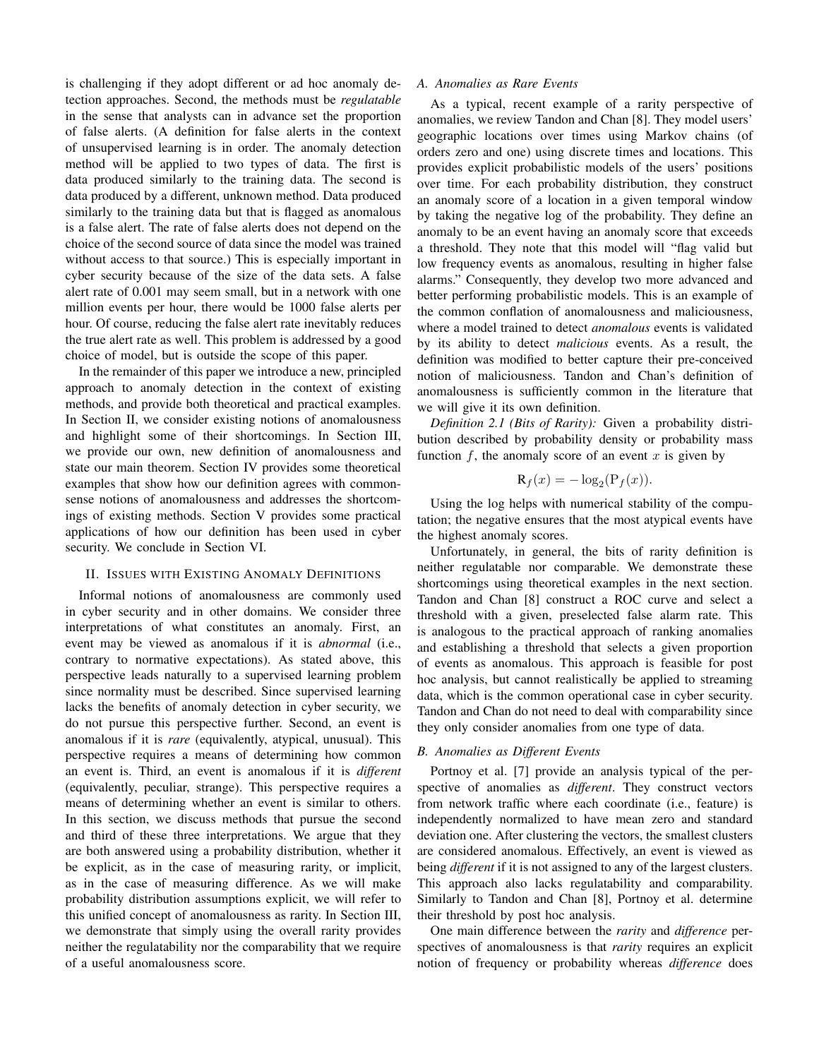is challenging if they adopt different or ad hoc anomaly detection approaches. Second, the methods must be *regulatable* in the sense that analysts can in advance set the proportion of false alerts. (A definition for false alerts in the context of unsupervised learning is in order. The anomaly detection method will be applied to two types of data. The first is data produced similarly to the training data. The second is data produced by a different, unknown method. Data produced similarly to the training data but that is flagged as anomalous is a false alert. The rate of false alerts does not depend on the choice of the second source of data since the model was trained without access to that source.) This is especially important in cyber security because of the size of the data sets. A false alert rate of 0.001 may seem small, but in a network with one million events per hour, there would be 1000 false alerts per hour. Of course, reducing the false alert rate inevitably reduces the true alert rate as well. This problem is addressed by a good choice of model, but is outside the scope of this paper.

In the remainder of this paper we introduce a new, principled approach to anomaly detection in the context of existing methods, and provide both theoretical and practical examples. In Section II, we consider existing notions of anomalousness and highlight some of their shortcomings. In Section III, we provide our own, new definition of anomalousness and state our main theorem. Section IV provides some theoretical examples that show how our definition agrees with commonsense notions of anomalousness and addresses the shortcomings of existing methods. Section V provides some practical applications of how our definition has been used in cyber security. We conclude in Section VI.

## II. Issues with Existing Anomaly Definitions

Informal notions of anomalousness are commonly used in cyber security and in other domains. We consider three interpretations of what constitutes an anomaly. First, an event may be viewed as anomalous if it is *abnormal* (i.e., contrary to normative expectations). As stated above, this perspective leads naturally to a supervised learning problem since normality must be described. Since supervised learning lacks the benefits of anomaly detection in cyber security, we do not pursue this perspective further. Second, an event is anomalous if it is *rare* (equivalently, atypical, unusual). This perspective requires a means of determining how common an event is. Third, an event is anomalous if it is *different* (equivalently, peculiar, strange). This perspective requires a means of determining whether an event is similar to others. In this section, we discuss methods that pursue the second and third of these three interpretations. We argue that they are both answered using a probability distribution, whether it be explicit, as in the case of measuring rarity, or implicit, as in the case of measuring difference. As we will make probability distribution assumptions explicit, we will refer to this unified concept of anomalousness as rarity. In Section III, we demonstrate that simply using the overall rarity provides neither the regulatability nor the comparability that we require of a useful anomalousness score.

### A. Anomalies as Rare Events

As a typical, recent example of a rarity perspective of anomalies, we review Tandon and Chan [8]. They model users' geographic locations over times using Markov chains (of orders zero and one) using discrete times and locations. This provides explicit probabilistic models of the users' positions over time. For each probability distribution, they construct an anomaly score of a location in a given temporal window by taking the negative log of the probability. They define an anomaly to be an event having an anomaly score that exceeds a threshold. They note that this model will "flag valid but low frequency events as anomalous, resulting in higher false alarms." Consequently, they develop two more advanced and better performing probabilistic models. This is an example of the common conflation of anomalousness and maliciousness, where a model trained to detect *anomalous* events is validated by its ability to detect *malicious* events. As a result, the definition was modified to better capture their pre-conceived notion of maliciousness. Tandon and Chan's definition of anomalousness is sufficiently common in the literature that we will give it its own definition.

*Definition 2.1 (Bits of Rarity):* Given a probability distribution described by probability density or probability mass function $f$, the anomaly score of an event $x$ is given by

$$\mathrm{R}_f(x) = -\log_2(\mathrm{P}_f(x)).$$

Using the log helps with numerical stability of the computation; the negative ensures that the most atypical events have the highest anomaly scores.

Unfortunately, in general, the bits of rarity definition is neither regulatable nor comparable. We demonstrate these shortcomings using theoretical examples in the next section. Tandon and Chan [8] construct a ROC curve and select a threshold with a given, preselected false alarm rate. This is analogous to the practical approach of ranking anomalies and establishing a threshold that selects a given proportion of events as anomalous. This approach is feasible for post hoc analysis, but cannot realistically be applied to streaming data, which is the common operational case in cyber security. Tandon and Chan do not need to deal with comparability since they only consider anomalies from one type of data.

### B. Anomalies as Different Events

Portnoy et al. [7] provide an analysis typical of the perspective of anomalies as *different*. They construct vectors from network traffic where each coordinate (i.e., feature) is independently normalized to have mean zero and standard deviation one. After clustering the vectors, the smallest clusters are considered anomalous. Effectively, an event is viewed as being *different* if it is not assigned to any of the largest clusters. This approach also lacks regulatability and comparability. Similarly to Tandon and Chan [8], Portnoy et al. determine their threshold by post hoc analysis.

One main difference between the *rarity* and *difference* perspectives of anomalousness is that *rarity* requires an explicit notion of frequency or probability whereas *difference* does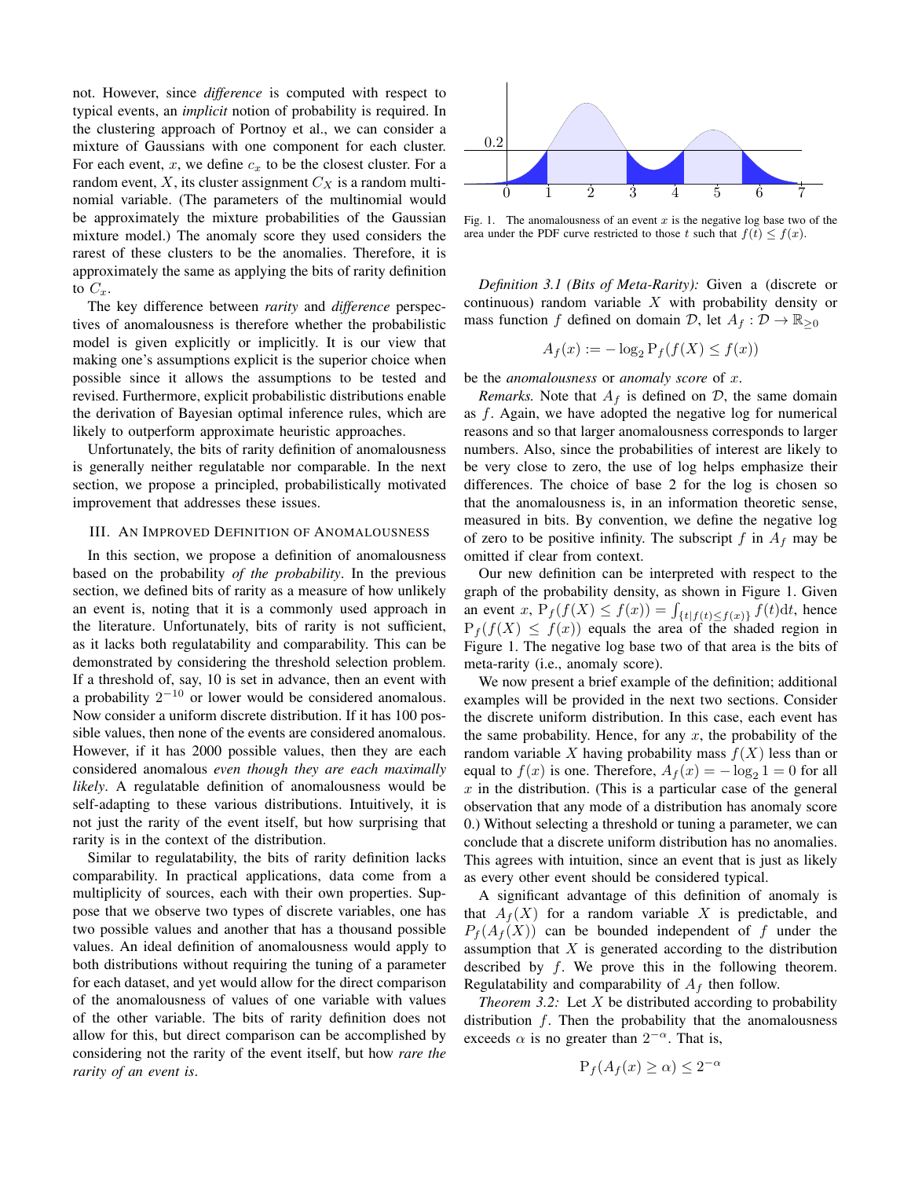not. However, since *difference* is computed with respect to typical events, an *implicit* notion of probability is required. In the clustering approach of Portnoy et al., we can consider a mixture of Gaussians with one component for each cluster. For each event, $x$, we define $c_x$ to be the closest cluster. For a random event, $X$, its cluster assignment $C_X$ is a random multinomial variable. (The parameters of the multinomial would be approximately the mixture probabilities of the Gaussian mixture model.) The anomaly score they used considers the rarest of these clusters to be the anomalies. Therefore, it is approximately the same as applying the bits of rarity definition to $C_x$.

The key difference between *rarity* and *difference* perspectives of anomalousness is therefore whether the probabilistic model is given explicitly or implicitly. It is our view that making one's assumptions explicit is the superior choice when possible since it allows the assumptions to be tested and revised. Furthermore, explicit probabilistic distributions enable the derivation of Bayesian optimal inference rules, which are likely to outperform approximate heuristic approaches.

Unfortunately, the bits of rarity definition of anomalousness is generally neither regulatable nor comparable. In the next section, we propose a principled, probabilistically motivated improvement that addresses these issues.

## III. An Improved Definition of Anomalousness

In this section, we propose a definition of anomalousness based on the probability *of the probability*. In the previous section, we defined bits of rarity as a measure of how unlikely an event is, noting that it is a commonly used approach in the literature. Unfortunately, bits of rarity is not sufficient, as it lacks both regulatability and comparability. This can be demonstrated by considering the threshold selection problem. If a threshold of, say, 10 is set in advance, then an event with a probability $2^{-10}$ or lower would be considered anomalous. Now consider a uniform discrete distribution. If it has 100 possible values, then none of the events are considered anomalous. However, if it has 2000 possible values, then they are each considered anomalous *even though they are each maximally likely*. A regulatable definition of anomalousness would be self-adapting to these various distributions. Intuitively, it is not just the rarity of the event itself, but how surprising that rarity is in the context of the distribution.

Similar to regulatability, the bits of rarity definition lacks comparability. In practical applications, data come from a multiplicity of sources, each with their own properties. Suppose that we observe two types of discrete variables, one has two possible values and another that has a thousand possible values. An ideal definition of anomalousness would apply to both distributions without requiring the tuning of a parameter for each dataset, and yet would allow for the direct comparison of the anomalousness of values of one variable with values of the other variable. The bits of rarity definition does not allow for this, but direct comparison can be accomplished by considering not the rarity of the event itself, but how *rare the rarity of an event is*.

0.2

0 1 2 3 4 5 6 7

Fig. 1. The anomalousness of an event $x$ is the negative log base two of the area under the PDF curve restricted to those $t$ such that $f(t) \leq f(x)$.

*Definition 3.1 (Bits of Meta-Rarity):* Given a (discrete or continuous) random variable $X$ with probability density or mass function $f$ defined on domain $\mathcal{D}$, let $A_f : \mathcal{D} \to \mathbb{R}_{\geq 0}$

$$A_f(x) := -\log_2 \mathrm{P}_f(f(X) \leq f(x))$$

be the *anomalousness* or *anomaly score* of $x$.

*Remarks.* Note that $A_f$ is defined on $\mathcal{D}$, the same domain as $f$. Again, we have adopted the negative log for numerical reasons and so that larger anomalousness corresponds to larger numbers. Also, since the probabilities of interest are likely to be very close to zero, the use of log helps emphasize their differences. The choice of base 2 for the log is chosen so that the anomalousness is, in an information theoretic sense, measured in bits. By convention, we define the negative log of zero to be positive infinity. The subscript $f$ in $A_f$ may be omitted if clear from context.

Our new definition can be interpreted with respect to the graph of the probability density, as shown in Figure 1. Given an event $x$, $\mathrm{P}_f(f(X) \leq f(x)) = \int_{\{t|f(t)\leq f(x)\}} f(t)\mathrm{d}t$, hence $\mathrm{P}_f(f(X) \leq f(x))$ equals the area of the shaded region in Figure 1. The negative log base two of that area is the bits of meta-rarity (i.e., anomaly score).

We now present a brief example of the definition; additional examples will be provided in the next two sections. Consider the discrete uniform distribution. In this case, each event has the same probability. Hence, for any $x$, the probability of the random variable $X$ having probability mass $f(X)$ less than or equal to $f(x)$ is one. Therefore, $A_f(x) = -\log_2 1 = 0$ for all $x$ in the distribution. (This is a particular case of the general observation that any mode of a distribution has anomaly score 0.) Without selecting a threshold or tuning a parameter, we can conclude that a discrete uniform distribution has no anomalies. This agrees with intuition, since an event that is just as likely as every other event should be considered typical.

A significant advantage of this definition of anomaly is that $A_f(X)$ for a random variable $X$ is predictable, and $P_f(A_f(X))$ can be bounded independent of $f$ under the assumption that $X$ is generated according to the distribution described by $f$. We prove this in the following theorem. Regulatability and comparability of $A_f$ then follow.

*Theorem 3.2:* Let $X$ be distributed according to probability distribution $f$. Then the probability that the anomalousness exceeds $\alpha$ is no greater than $2^{-\alpha}$. That is,

$$\mathrm{P}_f(A_f(x) \geq \alpha) \leq 2^{-\alpha}$$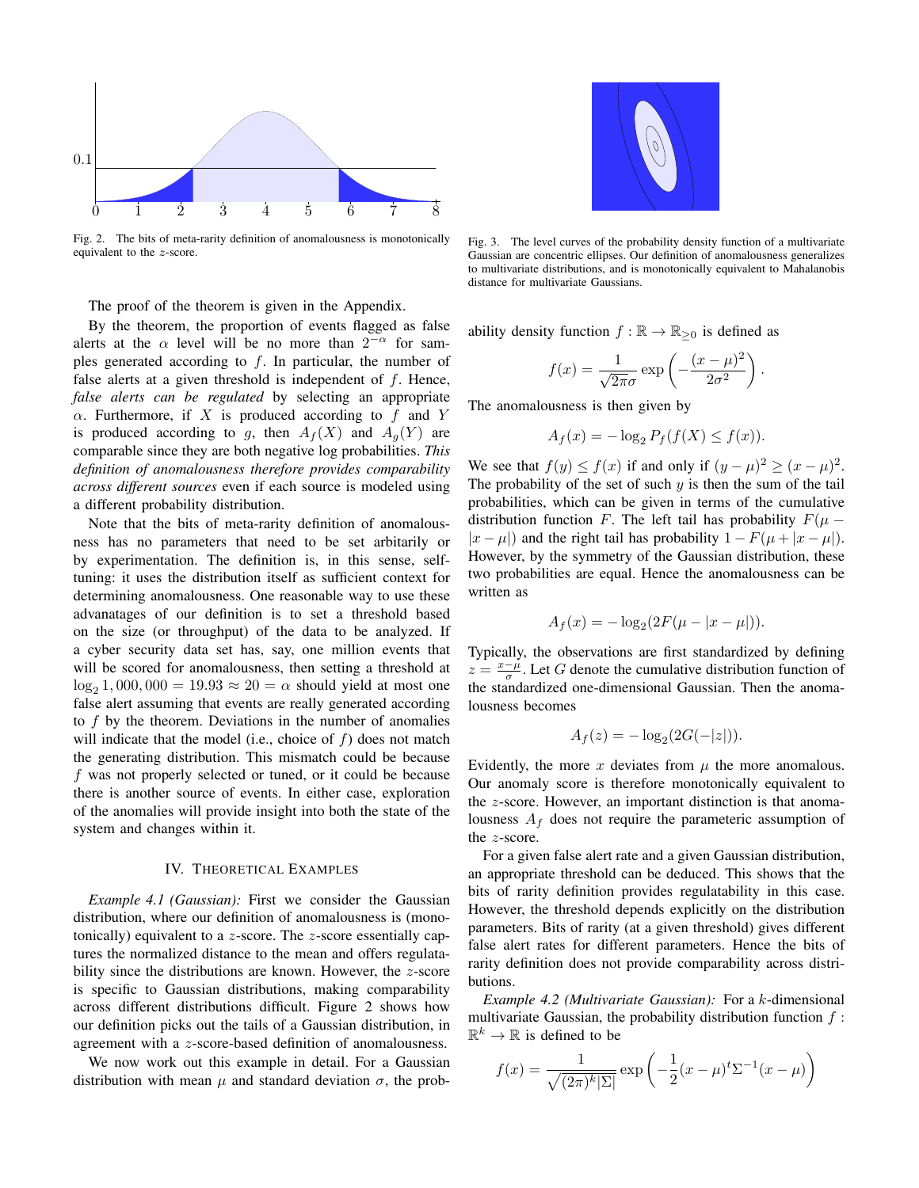Fig. 2. The bits of meta-rarity definition of anomalousness is monotonically equivalent to the $z$-score.

Fig. 3. The level curves of the probability density function of a multivariate Gaussian are concentric ellipses. Our definition of anomalousness generalizes to multivariate distributions, and is monotonically equivalent to Mahalanobis distance for multivariate Gaussians.

The proof of the theorem is given in the Appendix.

By the theorem, the proportion of events flagged as false alerts at the $\alpha$ level will be no more than $2^{-\alpha}$ for samples generated according to $f$. In particular, the number of false alerts at a given threshold is independent of $f$. Hence, *false alerts can be regulated* by selecting an appropriate $\alpha$. Furthermore, if $X$ is produced according to $f$ and $Y$ is produced according to $g$, then $A_f(X)$ and $A_g(Y)$ are comparable since they are both negative log probabilities. *This definition of anomalousness therefore provides comparability across different sources* even if each source is modeled using a different probability distribution.

Note that the bits of meta-rarity definition of anomalousness has no parameters that need to be set arbitarily or by experimentation. The definition is, in this sense, self-tuning: it uses the distribution itself as sufficient context for determining anomalousness. One reasonable way to use these advanatages of our definition is to set a threshold based on the size (or throughput) of the data to be analyzed. If a cyber security data set has, say, one million events that will be scored for anomalousness, then setting a threshold at $\log_2 1,000,000 = 19.93 \approx 20 = \alpha$ should yield at most one false alert assuming that events are really generated according to $f$ by the theorem. Deviations in the number of anomalies will indicate that the model (i.e., choice of $f$) does not match the generating distribution. This mismatch could be because $f$ was not properly selected or tuned, or it could be because there is another source of events. In either case, exploration of the anomalies will provide insight into both the state of the system and changes within it.

## IV. Theoretical Examples

*Example 4.1 (Gaussian):* First we consider the Gaussian distribution, where our definition of anomalousness is (monotonically) equivalent to a $z$-score. The $z$-score essentially captures the normalized distance to the mean and offers regulatability since the distributions are known. However, the $z$-score is specific to Gaussian distributions, making comparability across different distributions difficult. Figure 2 shows how our definition picks out the tails of a Gaussian distribution, in agreement with a $z$-score-based definition of anomalousness.

We now work out this example in detail. For a Gaussian distribution with mean $\mu$ and standard deviation $\sigma$, the probability density function $f : \mathbb{R} \to \mathbb{R}_{\geq 0}$ is defined as

$$f(x) = \frac{1}{\sqrt{2\pi}\sigma} \exp\left(-\frac{(x-\mu)^2}{2\sigma^2}\right).$$

The anomalousness is then given by

$$A_f(x) = -\log_2 P_f(f(X) \leq f(x)).$$

We see that $f(y) \leq f(x)$ if and only if $(y-\mu)^2 \geq (x-\mu)^2$. The probability of the set of such $y$ is then the sum of the tail probabilities, which can be given in terms of the cumulative distribution function $F$. The left tail has probability $F(\mu - |x-\mu|)$ and the right tail has probability $1 - F(\mu + |x-\mu|)$. However, by the symmetry of the Gaussian distribution, these two probabilities are equal. Hence the anomalousness can be written as

$$A_f(x) = -\log_2(2F(\mu - |x-\mu|)).$$

Typically, the observations are first standardized by defining $z = \frac{x-\mu}{\sigma}$. Let $G$ denote the cumulative distribution function of the standardized one-dimensional Gaussian. Then the anomalousness becomes

$$A_f(z) = -\log_2(2G(-|z|)).$$

Evidently, the more $x$ deviates from $\mu$ the more anomalous. Our anomaly score is therefore monotonically equivalent to the $z$-score. However, an important distinction is that anomalousness $A_f$ does not require the parameteric assumption of the $z$-score.

For a given false alert rate and a given Gaussian distribution, an appropriate threshold can be deduced. This shows that the bits of rarity definition provides regulatability in this case. However, the threshold depends explicitly on the distribution parameters. Bits of rarity (at a given threshold) gives different false alert rates for different parameters. Hence the bits of rarity definition does not provide comparability across distributions.

*Example 4.2 (Multivariate Gaussian):* For a $k$-dimensional multivariate Gaussian, the probability distribution function $f : \mathbb{R}^k \to \mathbb{R}$ is defined to be

$$f(x) = \frac{1}{\sqrt{(2\pi)^k |\Sigma|}} \exp\left(-\frac{1}{2}(x-\mu)^t \Sigma^{-1}(x-\mu)\right)$$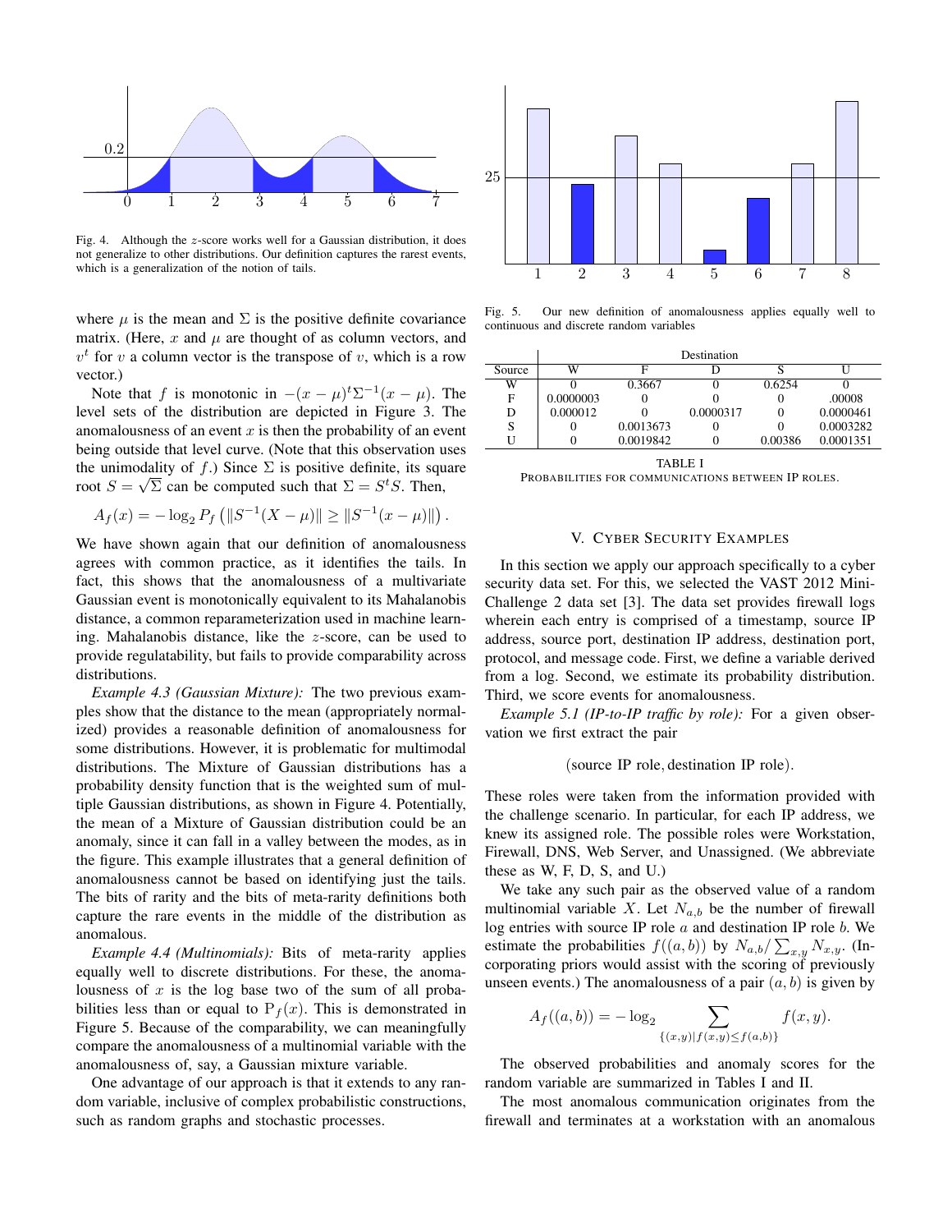Fig. 4. Although the $z$-score works well for a Gaussian distribution, it does not generalize to other distributions. Our definition captures the rarest events, which is a generalization of the notion of tails.

where $\mu$ is the mean and $\Sigma$ is the positive definite covariance matrix. (Here, $x$ and $\mu$ are thought of as column vectors, and $v^t$ for $v$ a column vector is the transpose of $v$, which is a row vector.)

Note that $f$ is monotonic in $-(x-\mu)^t\Sigma^{-1}(x-\mu)$. The level sets of the distribution are depicted in Figure 3. The anomalousness of an event $x$ is then the probability of an event being outside that level curve. (Note that this observation uses the unimodality of $f$.) Since $\Sigma$ is positive definite, its square root $S = \sqrt{\Sigma}$ can be computed such that $\Sigma = S^t S$. Then,

$$A_f(x) = -\log_2 P_f\left(\|S^{-1}(X-\mu)\| \geq \|S^{-1}(x-\mu)\|\right).$$

We have shown again that our definition of anomalousness agrees with common practice, as it identifies the tails. In fact, this shows that the anomalousness of a multivariate Gaussian event is monotonically equivalent to its Mahalanobis distance, a common reparameterization used in machine learning. Mahalanobis distance, like the $z$-score, can be used to provide regulatability, but fails to provide comparability across distributions.

*Example 4.3 (Gaussian Mixture):* The two previous examples show that the distance to the mean (appropriately normalized) provides a reasonable definition of anomalousness for some distributions. However, it is problematic for multimodal distributions. The Mixture of Gaussian distributions has a probability density function that is the weighted sum of multiple Gaussian distributions, as shown in Figure 4. Potentially, the mean of a Mixture of Gaussian distribution could be an anomaly, since it can fall in a valley between the modes, as in the figure. This example illustrates that a general definition of anomalousness cannot be based on identifying just the tails. The bits of rarity and the bits of meta-rarity definitions both capture the rare events in the middle of the distribution as anomalous.

*Example 4.4 (Multinomials):* Bits of meta-rarity applies equally well to discrete distributions. For these, the anomalousness of $x$ is the log base two of the sum of all probabilities less than or equal to $\mathrm{P}_f(x)$. This is demonstrated in Figure 5. Because of the comparability, we can meaningfully compare the anomalousness of a multinomial variable with the anomalousness of, say, a Gaussian mixture variable.

One advantage of our approach is that it extends to any random variable, inclusive of complex probabilistic constructions, such as random graphs and stochastic processes.

Fig. 5. Our new definition of anomalousness applies equally well to continuous and discrete random variables

| Source | Destination W | F | D | S | U |
|---|---|---|---|---|---|
| W | 0 | 0.3667 | 0 | 0.6254 | 0 |
| F | 0.0000003 | 0 | 0 | 0 | .00008 |
| D | 0.000012 | 0 | 0.0000317 | 0 | 0.0000461 |
| S | 0 | 0.0013673 | 0 | 0 | 0.0003282 |
| U | 0 | 0.0019842 | 0 | 0.00386 | 0.0001351 |

TABLE I
PROBABILITIES FOR COMMUNICATIONS BETWEEN IP ROLES.

## V. Cyber Security Examples

In this section we apply our approach specifically to a cyber security data set. For this, we selected the VAST 2012 Mini-Challenge 2 data set [3]. The data set provides firewall logs wherein each entry is comprised of a timestamp, source IP address, source port, destination IP address, destination port, protocol, and message code. First, we define a variable derived from a log. Second, we estimate its probability distribution. Third, we score events for anomalousness.

*Example 5.1 (IP-to-IP traffic by role):* For a given observation we first extract the pair

$$(\text{source IP role}, \text{destination IP role}).$$

These roles were taken from the information provided with the challenge scenario. In particular, for each IP address, we knew its assigned role. The possible roles were Workstation, Firewall, DNS, Web Server, and Unassigned. (We abbreviate these as W, F, D, S, and U.)

We take any such pair as the observed value of a random multinomial variable $X$. Let $N_{a,b}$ be the number of firewall log entries with source IP role $a$ and destination IP role $b$. We estimate the probabilities $f((a,b))$ by $N_{a,b}/\sum_{x,y} N_{x,y}$. (Incorporating priors would assist with the scoring of previously unseen events.) The anomalousness of a pair $(a,b)$ is given by

$$A_f((a,b)) = -\log_2 \sum_{\{(x,y)|f(x,y)\leq f(a,b)\}} f(x,y).$$

The observed probabilities and anomaly scores for the random variable are summarized in Tables I and II.

The most anomalous communication originates from the firewall and terminates at a workstation with an anomalous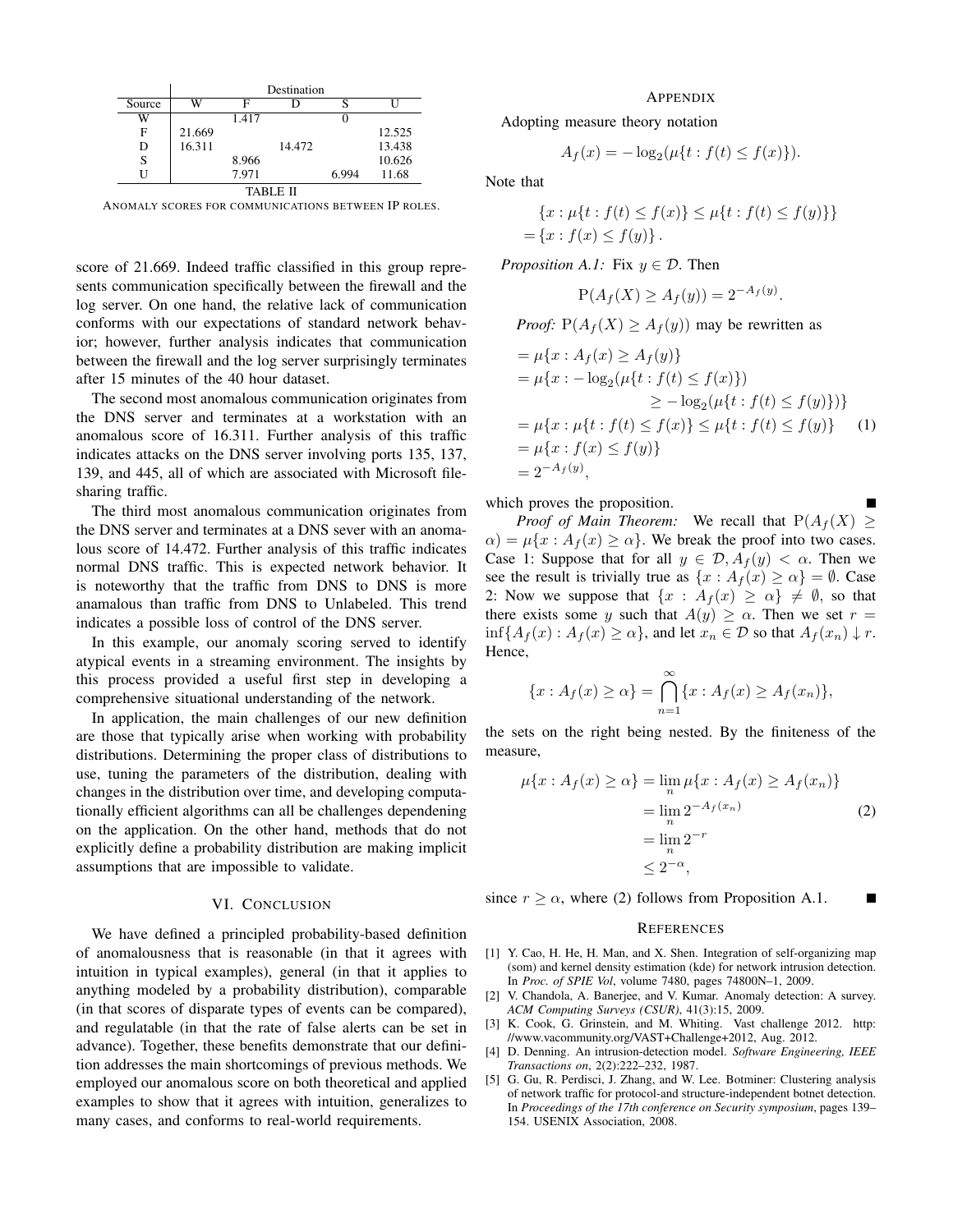| | Destination | | | | |
|---|---|---|---|---|---|
| Source | W | F | D | S | U |
| W | | 1.417 | | 0 | |
| F | 21.669 | | | | 12.525 |
| D | 16.311 | | 14.472 | | 13.438 |
| S | | 8.966 | | | 10.626 |
| U | | 7.971 | | 6.994 | 11.68 |

TABLE II

ANOMALY SCORES FOR COMMUNICATIONS BETWEEN IP ROLES.

score of 21.669. Indeed traffic classified in this group represents communication specifically between the firewall and the log server. On one hand, the relative lack of communication conforms with our expectations of standard network behavior; however, further analysis indicates that communication between the firewall and the log server surprisingly terminates after 15 minutes of the 40 hour dataset.

The second most anomalous communication originates from the DNS server and terminates at a workstation with an anomalous score of 16.311. Further analysis of this traffic indicates attacks on the DNS server involving ports 135, 137, 139, and 445, all of which are associated with Microsoft file-sharing traffic.

The third most anomalous communication originates from the DNS server and terminates at a DNS sever with an anomalous score of 14.472. Further analysis of this traffic indicates normal DNS traffic. This is expected network behavior. It is noteworthy that the traffic from DNS to DNS is more anamalous than traffic from DNS to Unlabeled. This trend indicates a possible loss of control of the DNS server.

In this example, our anomaly scoring served to identify atypical events in a streaming environment. The insights by this process provided a useful first step in developing a comprehensive situational understanding of the network.

In application, the main challenges of our new definition are those that typically arise when working with probability distributions. Determining the proper class of distributions to use, tuning the parameters of the distribution, dealing with changes in the distribution over time, and developing computationally efficient algorithms can all be challenges dependening on the application. On the other hand, methods that do not explicitly define a probability distribution are making implicit assumptions that are impossible to validate.

## VI. Conclusion

We have defined a principled probability-based definition of anomalousness that is reasonable (in that it agrees with intuition in typical examples), general (in that it applies to anything modeled by a probability distribution), comparable (in that scores of disparate types of events can be compared), and regulatable (in that the rate of false alerts can be set in advance). Together, these benefits demonstrate that our definition addresses the main shortcomings of previous methods. We employed our anomalous score on both theoretical and applied examples to show that it agrees with intuition, generalizes to many cases, and conforms to real-world requirements.

## Appendix

Adopting measure theory notation

$$A_f(x) = -\log_2(\mu\{t : f(t) \leq f(x)\}).$$

Note that

$$\begin{aligned}&\{x : \mu\{t : f(t) \leq f(x)\} \leq \mu\{t : f(t) \leq f(y)\}\} \\ &= \{x : f(x) \leq f(y)\}.\end{aligned}$$

*Proposition A.1:* Fix $y \in \mathcal{D}$. Then

$$\mathrm{P}(A_f(X) \geq A_f(y)) = 2^{-A_f(y)}.$$

*Proof:* $\mathrm{P}(A_f(X) \geq A_f(y))$ may be rewritten as

$$\begin{aligned}&= \mu\{x : A_f(x) \geq A_f(y)\} \\ &= \mu\{x : -\log_2(\mu\{t : f(t) \leq f(x)\}) \\ &\qquad\qquad \geq -\log_2(\mu\{t : f(t) \leq f(y)\})\} \\ &= \mu\{x : \mu\{t : f(t) \leq f(x)\} \leq \mu\{t : f(t) \leq f(y)\}\} \quad (1) \\ &= \mu\{x : f(x) \leq f(y)\} \\ &= 2^{-A_f(y)},\end{aligned}$$

which proves the proposition. ∎

*Proof of Main Theorem:* We recall that $\mathrm{P}(A_f(X) \geq \alpha) = \mu\{x : A_f(x) \geq \alpha\}$. We break the proof into two cases. Case 1: Suppose that for all $y \in \mathcal{D}, A_f(y) < \alpha$. Then we see the result is trivially true as $\{x : A_f(x) \geq \alpha\} = \emptyset$. Case 2: Now we suppose that $\{x : A_f(x) \geq \alpha\} \neq \emptyset$, so that there exists some $y$ such that $A(y) \geq \alpha$. Then we set $r = \inf\{A_f(x) : A_f(x) \geq \alpha\}$, and let $x_n \in \mathcal{D}$ so that $A_f(x_n) \downarrow r$. Hence,

$$\{x : A_f(x) \geq \alpha\} = \bigcap_{n=1}^{\infty} \{x : A_f(x) \geq A_f(x_n)\},$$

the sets on the right being nested. By the finiteness of the measure,

$$\begin{aligned}\mu\{x : A_f(x) \geq \alpha\} &= \lim_n \mu\{x : A_f(x) \geq A_f(x_n)\} \\ &= \lim_n 2^{-A_f(x_n)} \qquad (2) \\ &= \lim_n 2^{-r} \\ &\leq 2^{-\alpha},\end{aligned}$$

since $r \geq \alpha$, where (2) follows from Proposition A.1. ∎

## References

[1] Y. Cao, H. He, H. Man, and X. Shen. Integration of self-organizing map (som) and kernel density estimation (kde) for network intrusion detection. In *Proc. of SPIE Vol*, volume 7480, pages 74800N–1, 2009.

[2] V. Chandola, A. Banerjee, and V. Kumar. Anomaly detection: A survey. *ACM Computing Surveys (CSUR)*, 41(3):15, 2009.

[3] K. Cook, G. Grinstein, and M. Whiting. Vast challenge 2012. http://www.vacommunity.org/VAST+Challenge+2012, Aug. 2012.

[4] D. Denning. An intrusion-detection model. *Software Engineering, IEEE Transactions on*, 2(2):222–232, 1987.

[5] G. Gu, R. Perdisci, J. Zhang, and W. Lee. Botminer: Clustering analysis of network traffic for protocol-and structure-independent botnet detection. In *Proceedings of the 17th conference on Security symposium*, pages 139–154. USENIX Association, 2008.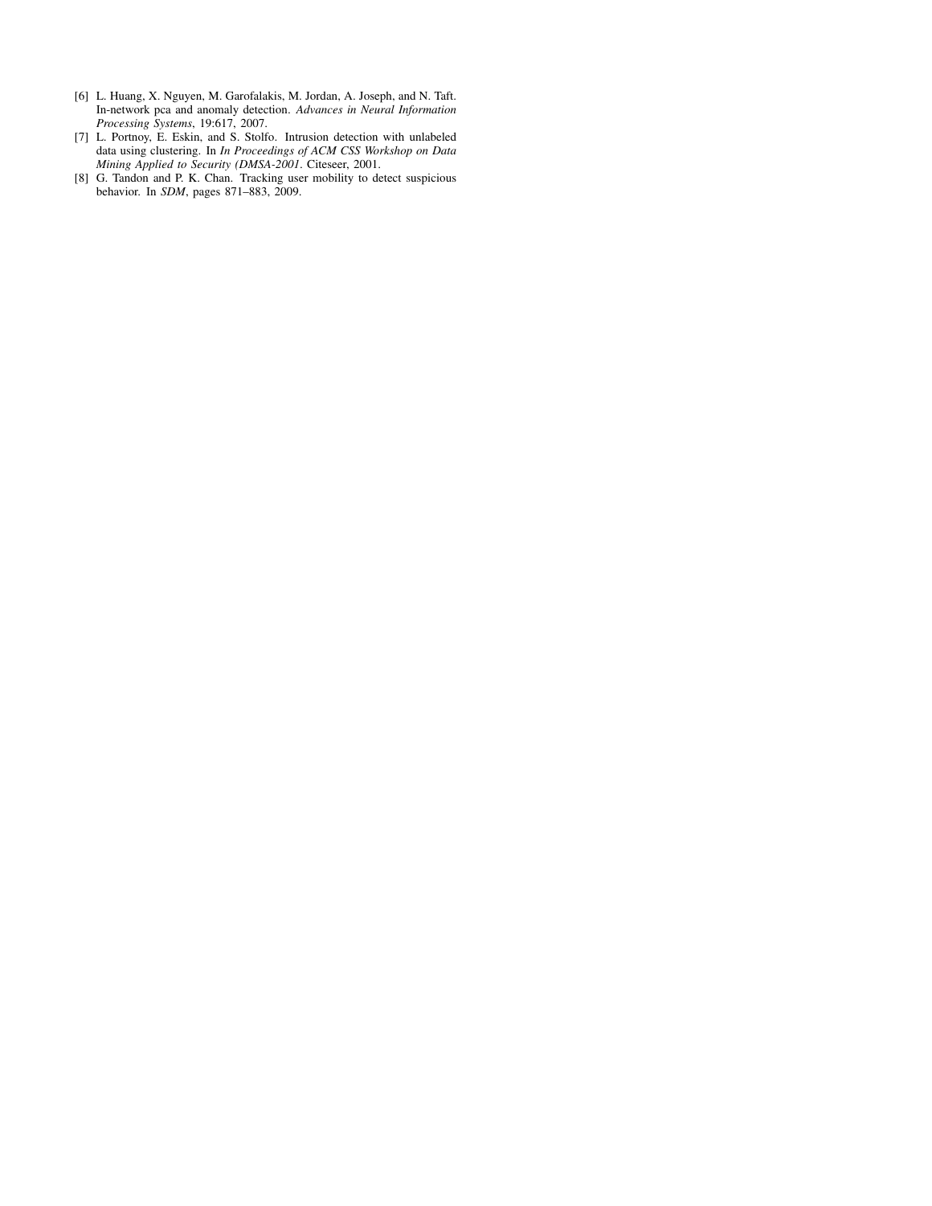[6] L. Huang, X. Nguyen, M. Garofalakis, M. Jordan, A. Joseph, and N. Taft. In-network pca and anomaly detection. *Advances in Neural Information Processing Systems*, 19:617, 2007.

[7] L. Portnoy, E. Eskin, and S. Stolfo. Intrusion detection with unlabeled data using clustering. In *In Proceedings of ACM CSS Workshop on Data Mining Applied to Security (DMSA-2001*. Citeseer, 2001.

[8] G. Tandon and P. K. Chan. Tracking user mobility to detect suspicious behavior. In *SDM*, pages 871–883, 2009.